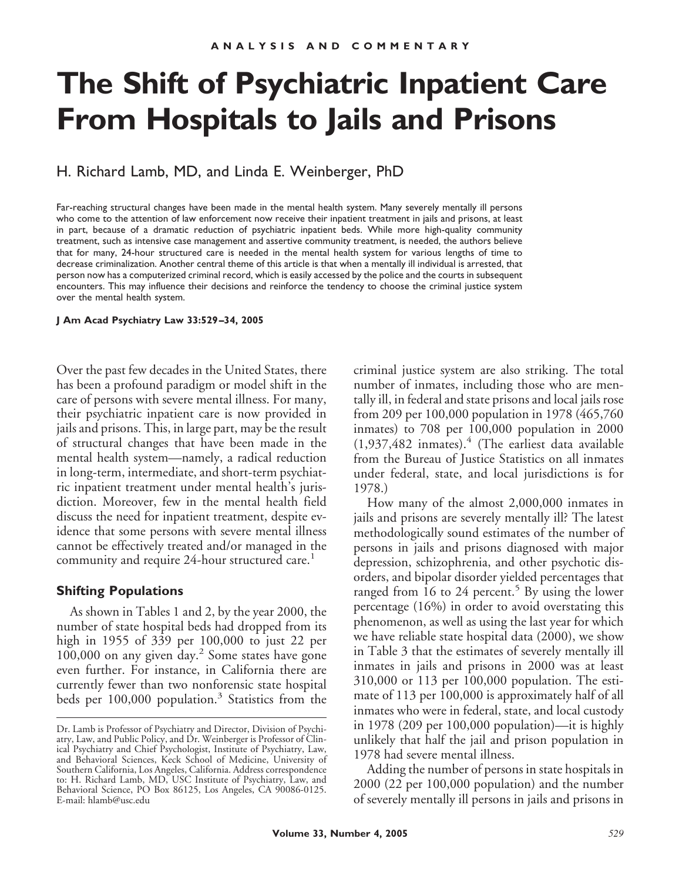ANALYSIS AND COMMENTARY

# The Shift of Psychiatric Inpatient Care From Hospitals to Jails and Prisons

H. Richard Lamb, MD, and Linda E. Weinberger, PhD

Far-reaching structural changes have been made in the mental health system. Many severely mentally ill persons who come to the attention of law enforcement now receive their inpatient treatment in jails and prisons, at least in part, because of a dramatic reduction of psychiatric inpatient beds. While more high-quality community treatment, such as intensive case management and assertive community treatment, is needed, the authors believe that for many, 24-hour structured care is needed in the mental health system for various lengths of time to decrease criminalization. Another central theme of this article is that when a mentally ill individual is arrested, that person now has a computerized criminal record, which is easily accessed by the police and the courts in subsequent encounters. This may influence their decisions and reinforce the tendency to choose the criminal justice system over the mental health system.

**J Am Acad Psychiatry Law 33:529–34, 2005**

Over the past few decades in the United States, there has been a profound paradigm or model shift in the care of persons with severe mental illness. For many, their psychiatric inpatient care is now provided in jails and prisons. This, in large part, may be the result of structural changes that have been made in the mental health system—namely, a radical reduction in long-term, intermediate, and short-term psychiatric inpatient treatment under mental health's jurisdiction. Moreover, few in the mental health field discuss the need for inpatient treatment, despite evidence that some persons with severe mental illness cannot be effectively treated and/or managed in the community and require 24-hour structured care.[1]

## Shifting Populations

As shown in Tables 1 and 2, by the year 2000, the number of state hospital beds had dropped from its high in 1955 of 339 per 100,000 to just 22 per 100,000 on any given day.[2] Some states have gone even further. For instance, in California there are currently fewer than two nonforensic state hospital beds per 100,000 population.[3] Statistics from the criminal justice system are also striking. The total number of inmates, including those who are mentally ill, in federal and state prisons and local jails rose from 209 per 100,000 population in 1978 (465,760 inmates) to 708 per 100,000 population in 2000 (1,937,482 inmates).[4] (The earliest data available from the Bureau of Justice Statistics on all inmates under federal, state, and local jurisdictions is for 1978.)

How many of the almost 2,000,000 inmates in jails and prisons are severely mentally ill? The latest methodologically sound estimates of the number of persons in jails and prisons diagnosed with major depression, schizophrenia, and other psychotic disorders, and bipolar disorder yielded percentages that ranged from 16 to 24 percent.[5] By using the lower percentage (16%) in order to avoid overstating this phenomenon, as well as using the last year for which we have reliable state hospital data (2000), we show in Table 3 that the estimates of severely mentally ill inmates in jails and prisons in 2000 was at least 310,000 or 113 per 100,000 population. The estimate of 113 per 100,000 is approximately half of all inmates who were in federal, state, and local custody in 1978 (209 per 100,000 population)—it is highly unlikely that half the jail and prison population in 1978 had severe mental illness.

Adding the number of persons in state hospitals in 2000 (22 per 100,000 population) and the number of severely mentally ill persons in jails and prisons in

---

Dr. Lamb is Professor of Psychiatry and Director, Division of Psychiatry, Law, and Public Policy, and Dr. Weinberger is Professor of Clinical Psychiatry and Chief Psychologist, Institute of Psychiatry, Law, and Behavioral Sciences, Keck School of Medicine, University of Southern California, Los Angeles, California. Address correspondence to: H. Richard Lamb, MD, USC Institute of Psychiatry, Law, and Behavioral Science, PO Box 86125, Los Angeles, CA 90086-0125. E-mail: hlamb@usc.edu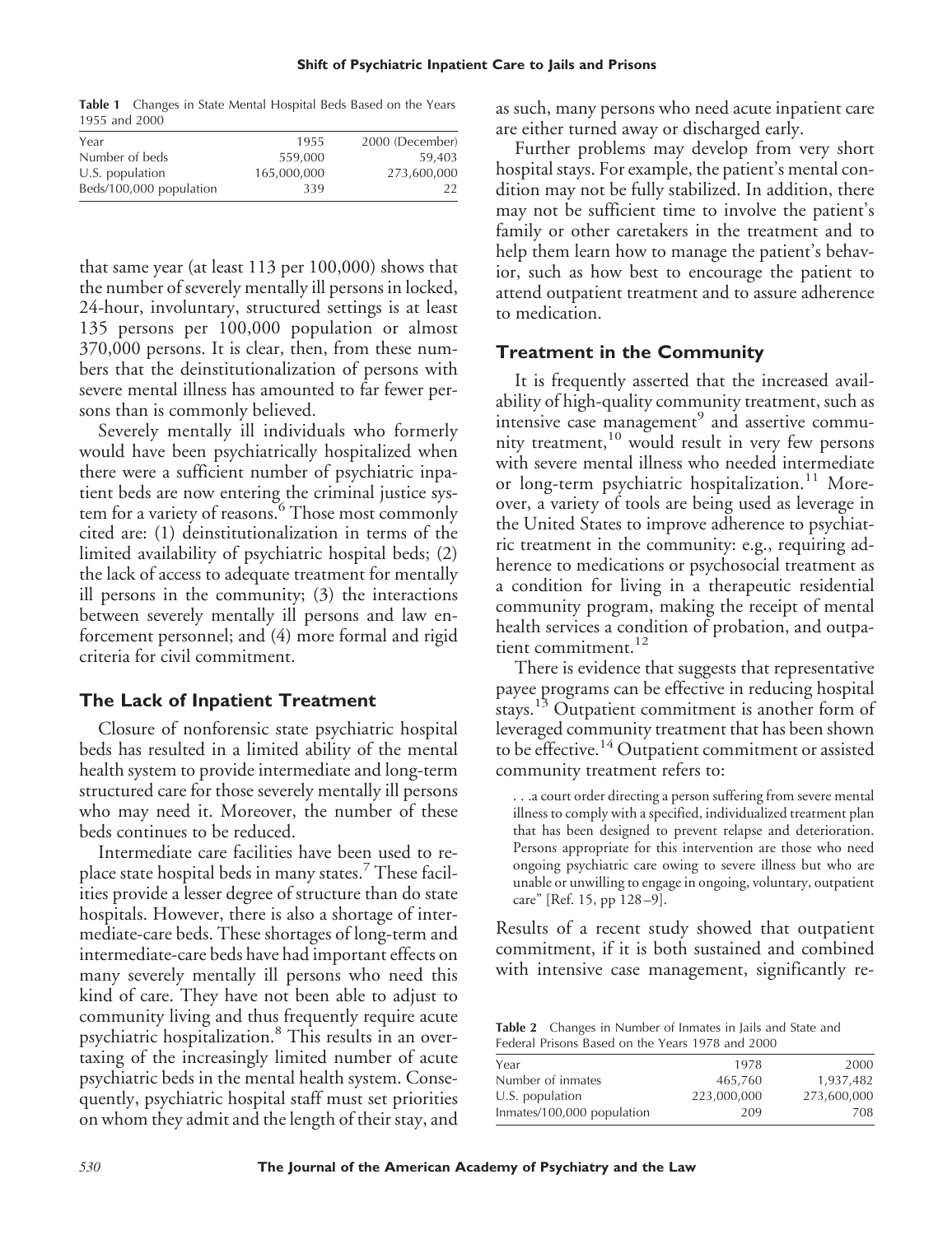**Table 1** Changes in State Mental Hospital Beds Based on the Years 1955 and 2000

| Year | 1955 | 2000 (December) |
|---|---|---|
| Number of beds | 559,000 | 59,403 |
| U.S. population | 165,000,000 | 273,600,000 |
| Beds/100,000 population | 339 | 22 |

that same year (at least 113 per 100,000) shows that the number of severely mentally ill persons in locked, 24-hour, involuntary, structured settings is at least 135 persons per 100,000 population or almost 370,000 persons. It is clear, then, from these numbers that the deinstitutionalization of persons with severe mental illness has amounted to far fewer persons than is commonly believed.

Severely mentally ill individuals who formerly would have been psychiatrically hospitalized when there were a sufficient number of psychiatric inpatient beds are now entering the criminal justice system for a variety of reasons.[6] Those most commonly cited are: (1) deinstitutionalization in terms of the limited availability of psychiatric hospital beds; (2) the lack of access to adequate treatment for mentally ill persons in the community; (3) the interactions between severely mentally ill persons and law enforcement personnel; and (4) more formal and rigid criteria for civil commitment.

## The Lack of Inpatient Treatment

Closure of nonforensic state psychiatric hospital beds has resulted in a limited ability of the mental health system to provide intermediate and long-term structured care for those severely mentally ill persons who may need it. Moreover, the number of these beds continues to be reduced.

Intermediate care facilities have been used to replace state hospital beds in many states.[7] These facilities provide a lesser degree of structure than do state hospitals. However, there is also a shortage of intermediate-care beds. These shortages of long-term and intermediate-care beds have had important effects on many severely mentally ill persons who need this kind of care. They have not been able to adjust to community living and thus frequently require acute psychiatric hospitalization.[8] This results in an overtaxing of the increasingly limited number of acute psychiatric beds in the mental health system. Consequently, psychiatric hospital staff must set priorities on whom they admit and the length of their stay, and as such, many persons who need acute inpatient care are either turned away or discharged early.

Further problems may develop from very short hospital stays. For example, the patient's mental condition may not be fully stabilized. In addition, there may not be sufficient time to involve the patient's family or other caretakers in the treatment and to help them learn how to manage the patient's behavior, such as how best to encourage the patient to attend outpatient treatment and to assure adherence to medication.

## Treatment in the Community

It is frequently asserted that the increased availability of high-quality community treatment, such as intensive case management[9] and assertive community treatment,[10] would result in very few persons with severe mental illness who needed intermediate or long-term psychiatric hospitalization.[11] Moreover, a variety of tools are being used as leverage in the United States to improve adherence to psychiatric treatment in the community: e.g., requiring adherence to medications or psychosocial treatment as a condition for living in a therapeutic residential community program, making the receipt of mental health services a condition of probation, and outpatient commitment.[12]

There is evidence that suggests that representative payee programs can be effective in reducing hospital stays.[13] Outpatient commitment is another form of leveraged community treatment that has been shown to be effective.[14] Outpatient commitment or assisted community treatment refers to:

> . . .a court order directing a person suffering from severe mental illness to comply with a specified, individualized treatment plan that has been designed to prevent relapse and deterioration. Persons appropriate for this intervention are those who need ongoing psychiatric care owing to severe illness but who are unable or unwilling to engage in ongoing, voluntary, outpatient care" [Ref. 15, pp 128–9].

Results of a recent study showed that outpatient commitment, if it is both sustained and combined with intensive case management, significantly re-

**Table 2** Changes in Number of Inmates in Jails and State and Federal Prisons Based on the Years 1978 and 2000

| Year | 1978 | 2000 |
|---|---|---|
| Number of inmates | 465,760 | 1,937,482 |
| U.S. population | 223,000,000 | 273,600,000 |
| Inmates/100,000 population | 209 | 708 |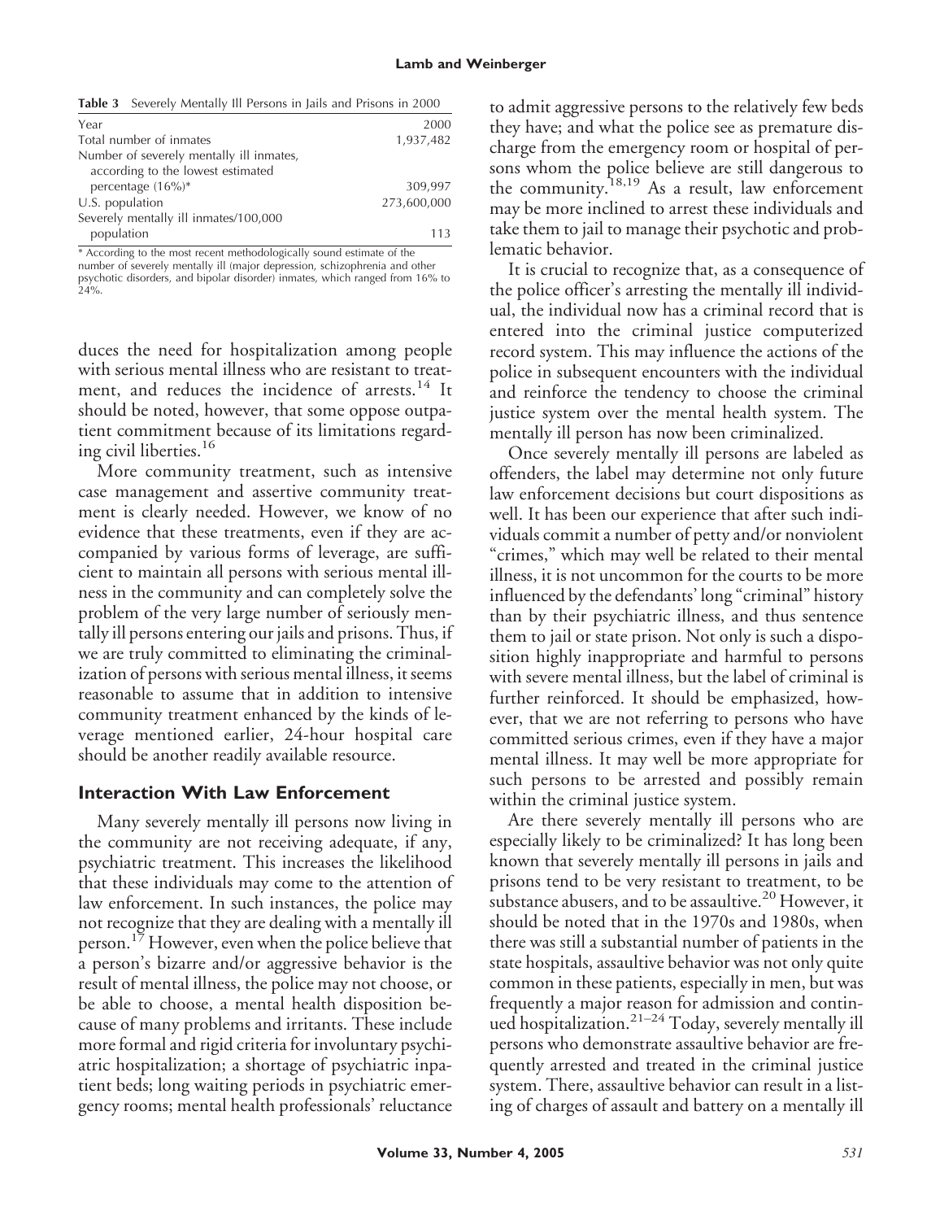**Table 3** Severely Mentally Ill Persons in Jails and Prisons in 2000

| Year | 2000 |
|---|---|
| Total number of inmates | 1,937,482 |
| Number of severely mentally ill inmates, according to the lowest estimated percentage (16%)* | 309,997 |
| U.S. population | 273,600,000 |
| Severely mentally ill inmates/100,000 population | 113 |

* According to the most recent methodologically sound estimate of the number of severely mentally ill (major depression, schizophrenia and other psychotic disorders, and bipolar disorder) inmates, which ranged from 16% to 24%.

duces the need for hospitalization among people with serious mental illness who are resistant to treatment, and reduces the incidence of arrests.[14] It should be noted, however, that some oppose outpatient commitment because of its limitations regarding civil liberties.[16]

More community treatment, such as intensive case management and assertive community treatment is clearly needed. However, we know of no evidence that these treatments, even if they are accompanied by various forms of leverage, are sufficient to maintain all persons with serious mental illness in the community and can completely solve the problem of the very large number of seriously mentally ill persons entering our jails and prisons. Thus, if we are truly committed to eliminating the criminalization of persons with serious mental illness, it seems reasonable to assume that in addition to intensive community treatment enhanced by the kinds of leverage mentioned earlier, 24-hour hospital care should be another readily available resource.

## Interaction With Law Enforcement

Many severely mentally ill persons now living in the community are not receiving adequate, if any, psychiatric treatment. This increases the likelihood that these individuals may come to the attention of law enforcement. In such instances, the police may not recognize that they are dealing with a mentally ill person.[17] However, even when the police believe that a person's bizarre and/or aggressive behavior is the result of mental illness, the police may not choose, or be able to choose, a mental health disposition because of many problems and irritants. These include more formal and rigid criteria for involuntary psychiatric hospitalization; a shortage of psychiatric inpatient beds; long waiting periods in psychiatric emergency rooms; mental health professionals' reluctance to admit aggressive persons to the relatively few beds they have; and what the police see as premature discharge from the emergency room or hospital of persons whom the police believe are still dangerous to the community.[18,19] As a result, law enforcement may be more inclined to arrest these individuals and take them to jail to manage their psychotic and problematic behavior.

It is crucial to recognize that, as a consequence of the police officer's arresting the mentally ill individual, the individual now has a criminal record that is entered into the criminal justice computerized record system. This may influence the actions of the police in subsequent encounters with the individual and reinforce the tendency to choose the criminal justice system over the mental health system. The mentally ill person has now been criminalized.

Once severely mentally ill persons are labeled as offenders, the label may determine not only future law enforcement decisions but court dispositions as well. It has been our experience that after such individuals commit a number of petty and/or nonviolent "crimes," which may well be related to their mental illness, it is not uncommon for the courts to be more influenced by the defendants' long "criminal" history than by their psychiatric illness, and thus sentence them to jail or state prison. Not only is such a disposition highly inappropriate and harmful to persons with severe mental illness, but the label of criminal is further reinforced. It should be emphasized, however, that we are not referring to persons who have committed serious crimes, even if they have a major mental illness. It may well be more appropriate for such persons to be arrested and possibly remain within the criminal justice system.

Are there severely mentally ill persons who are especially likely to be criminalized? It has long been known that severely mentally ill persons in jails and prisons tend to be very resistant to treatment, to be substance abusers, and to be assaultive.[20] However, it should be noted that in the 1970s and 1980s, when there was still a substantial number of patients in the state hospitals, assaultive behavior was not only quite common in these patients, especially in men, but was frequently a major reason for admission and continued hospitalization.[21–24] Today, severely mentally ill persons who demonstrate assaultive behavior are frequently arrested and treated in the criminal justice system. There, assaultive behavior can result in a listing of charges of assault and battery on a mentally ill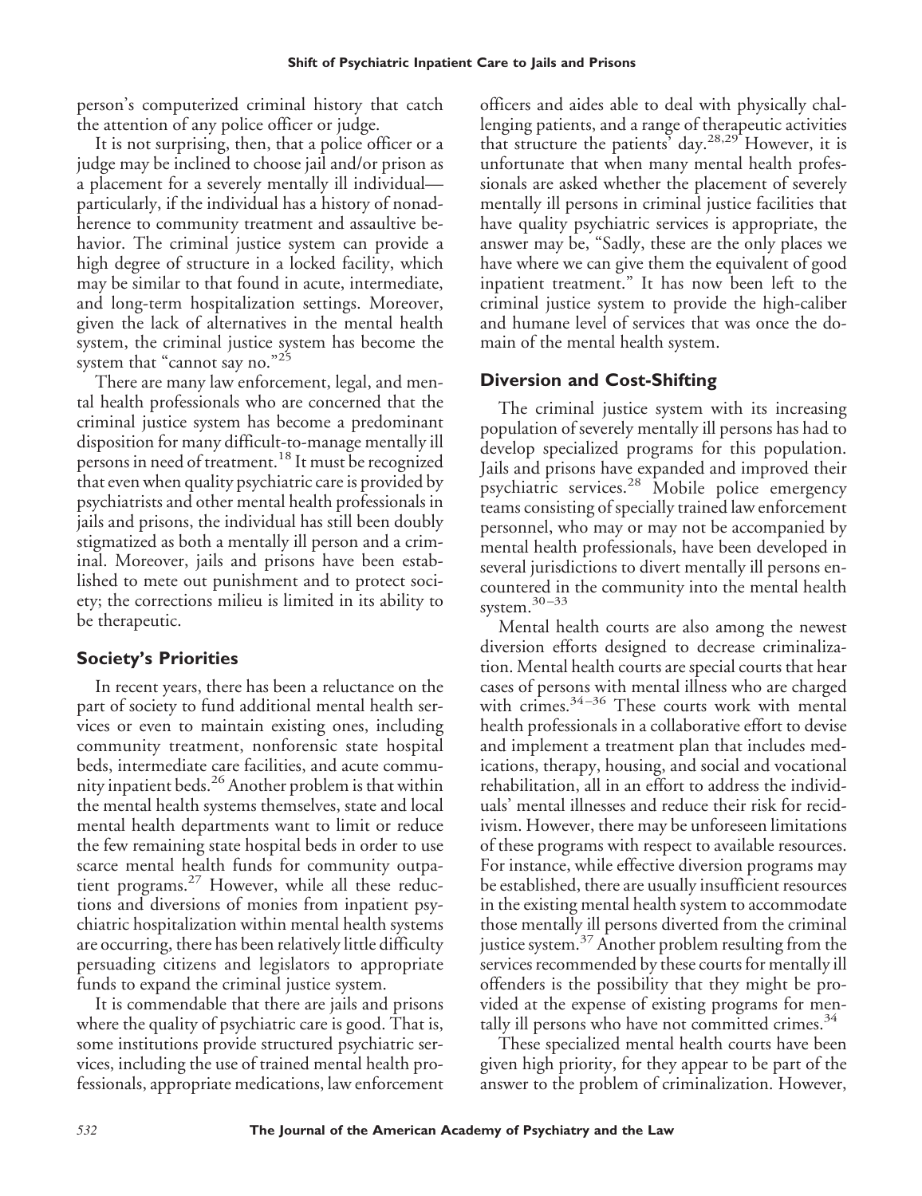person's computerized criminal history that catch the attention of any police officer or judge.

It is not surprising, then, that a police officer or a judge may be inclined to choose jail and/or prison as a placement for a severely mentally ill individual—particularly, if the individual has a history of nonadherence to community treatment and assaultive behavior. The criminal justice system can provide a high degree of structure in a locked facility, which may be similar to that found in acute, intermediate, and long-term hospitalization settings. Moreover, given the lack of alternatives in the mental health system, the criminal justice system has become the system that "cannot say no."[25]

There are many law enforcement, legal, and mental health professionals who are concerned that the criminal justice system has become a predominant disposition for many difficult-to-manage mentally ill persons in need of treatment.[18] It must be recognized that even when quality psychiatric care is provided by psychiatrists and other mental health professionals in jails and prisons, the individual has still been doubly stigmatized as both a mentally ill person and a criminal. Moreover, jails and prisons have been established to mete out punishment and to protect society; the corrections milieu is limited in its ability to be therapeutic.

## Society's Priorities

In recent years, there has been a reluctance on the part of society to fund additional mental health services or even to maintain existing ones, including community treatment, nonforensic state hospital beds, intermediate care facilities, and acute community inpatient beds.[26] Another problem is that within the mental health systems themselves, state and local mental health departments want to limit or reduce the few remaining state hospital beds in order to use scarce mental health funds for community outpatient programs.[27] However, while all these reductions and diversions of monies from inpatient psychiatric hospitalization within mental health systems are occurring, there has been relatively little difficulty persuading citizens and legislators to appropriate funds to expand the criminal justice system.

It is commendable that there are jails and prisons where the quality of psychiatric care is good. That is, some institutions provide structured psychiatric services, including the use of trained mental health professionals, appropriate medications, law enforcement officers and aides able to deal with physically challenging patients, and a range of therapeutic activities that structure the patients' day.[28,29] However, it is unfortunate that when many mental health professionals are asked whether the placement of severely mentally ill persons in criminal justice facilities that have quality psychiatric services is appropriate, the answer may be, "Sadly, these are the only places we have where we can give them the equivalent of good inpatient treatment." It has now been left to the criminal justice system to provide the high-caliber and humane level of services that was once the domain of the mental health system.

## Diversion and Cost-Shifting

The criminal justice system with its increasing population of severely mentally ill persons has had to develop specialized programs for this population. Jails and prisons have expanded and improved their psychiatric services.[28] Mobile police emergency teams consisting of specially trained law enforcement personnel, who may or may not be accompanied by mental health professionals, have been developed in several jurisdictions to divert mentally ill persons encountered in the community into the mental health system.[30–33]

Mental health courts are also among the newest diversion efforts designed to decrease criminalization. Mental health courts are special courts that hear cases of persons with mental illness who are charged with crimes.[34–36] These courts work with mental health professionals in a collaborative effort to devise and implement a treatment plan that includes medications, therapy, housing, and social and vocational rehabilitation, all in an effort to address the individuals' mental illnesses and reduce their risk for recidivism. However, there may be unforeseen limitations of these programs with respect to available resources. For instance, while effective diversion programs may be established, there are usually insufficient resources in the existing mental health system to accommodate those mentally ill persons diverted from the criminal justice system.[37] Another problem resulting from the services recommended by these courts for mentally ill offenders is the possibility that they might be provided at the expense of existing programs for mentally ill persons who have not committed crimes.[34]

These specialized mental health courts have been given high priority, for they appear to be part of the answer to the problem of criminalization. However,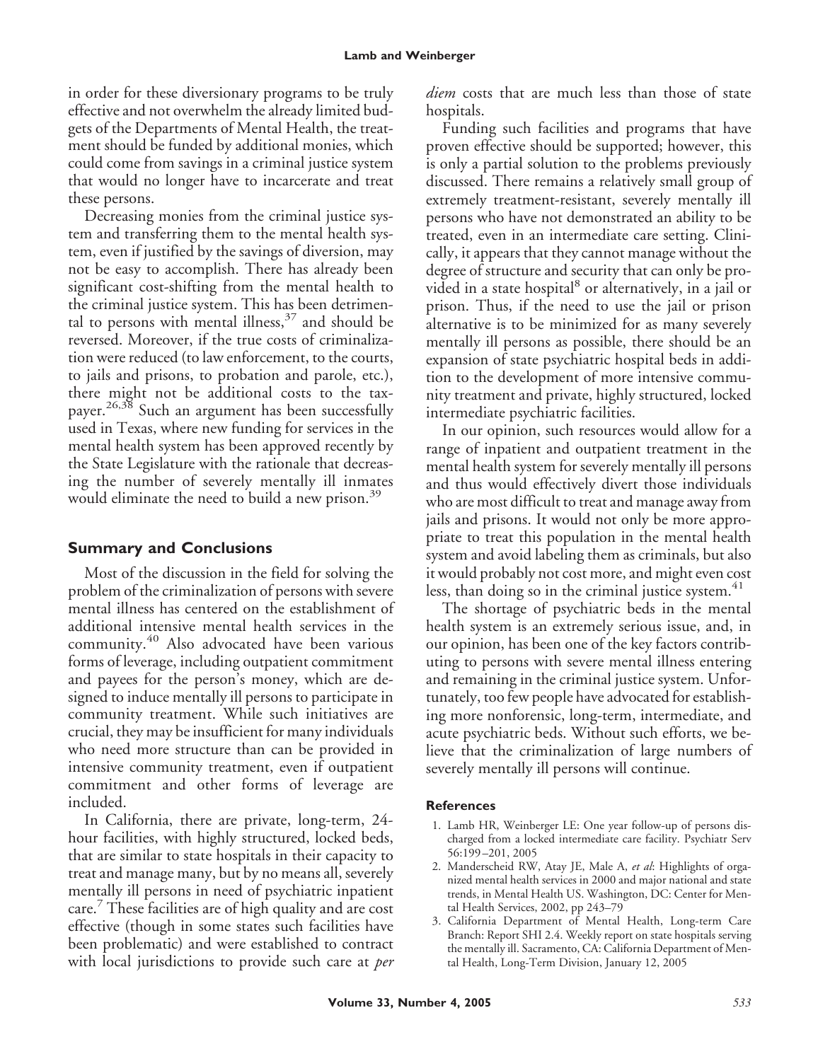in order for these diversionary programs to be truly effective and not overwhelm the already limited budgets of the Departments of Mental Health, the treatment should be funded by additional monies, which could come from savings in a criminal justice system that would no longer have to incarcerate and treat these persons.

Decreasing monies from the criminal justice system and transferring them to the mental health system, even if justified by the savings of diversion, may not be easy to accomplish. There has already been significant cost-shifting from the mental health to the criminal justice system. This has been detrimental to persons with mental illness,[37] and should be reversed. Moreover, if the true costs of criminalization were reduced (to law enforcement, to the courts, to jails and prisons, to probation and parole, etc.), there might not be additional costs to the taxpayer.[26,38] Such an argument has been successfully used in Texas, where new funding for services in the mental health system has been approved recently by the State Legislature with the rationale that decreasing the number of severely mentally ill inmates would eliminate the need to build a new prison.[39]

## Summary and Conclusions

Most of the discussion in the field for solving the problem of the criminalization of persons with severe mental illness has centered on the establishment of additional intensive mental health services in the community.[40] Also advocated have been various forms of leverage, including outpatient commitment and payees for the person's money, which are designed to induce mentally ill persons to participate in community treatment. While such initiatives are crucial, they may be insufficient for many individuals who need more structure than can be provided in intensive community treatment, even if outpatient commitment and other forms of leverage are included.

In California, there are private, long-term, 24-hour facilities, with highly structured, locked beds, that are similar to state hospitals in their capacity to treat and manage many, but by no means all, severely mentally ill persons in need of psychiatric inpatient care.[7] These facilities are of high quality and are cost effective (though in some states such facilities have been problematic) and were established to contract with local jurisdictions to provide such care at *per diem* costs that are much less than those of state hospitals.

Funding such facilities and programs that have proven effective should be supported; however, this is only a partial solution to the problems previously discussed. There remains a relatively small group of extremely treatment-resistant, severely mentally ill persons who have not demonstrated an ability to be treated, even in an intermediate care setting. Clinically, it appears that they cannot manage without the degree of structure and security that can only be provided in a state hospital[8] or alternatively, in a jail or prison. Thus, if the need to use the jail or prison alternative is to be minimized for as many severely mentally ill persons as possible, there should be an expansion of state psychiatric hospital beds in addition to the development of more intensive community treatment and private, highly structured, locked intermediate psychiatric facilities.

In our opinion, such resources would allow for a range of inpatient and outpatient treatment in the mental health system for severely mentally ill persons and thus would effectively divert those individuals who are most difficult to treat and manage away from jails and prisons. It would not only be more appropriate to treat this population in the mental health system and avoid labeling them as criminals, but also it would probably not cost more, and might even cost less, than doing so in the criminal justice system.[41]

The shortage of psychiatric beds in the mental health system is an extremely serious issue, and, in our opinion, has been one of the key factors contributing to persons with severe mental illness entering and remaining in the criminal justice system. Unfortunately, too few people have advocated for establishing more nonforensic, long-term, intermediate, and acute psychiatric beds. Without such efforts, we believe that the criminalization of large numbers of severely mentally ill persons will continue.

### References

1. Lamb HR, Weinberger LE: One year follow-up of persons discharged from a locked intermediate care facility. Psychiatr Serv 56:199–201, 2005
2. Manderscheid RW, Atay JE, Male A, *et al*: Highlights of organized mental health services in 2000 and major national and state trends, in Mental Health US. Washington, DC: Center for Mental Health Services, 2002, pp 243–79
3. California Department of Mental Health, Long-term Care Branch: Report SHI 2.4. Weekly report on state hospitals serving the mentally ill. Sacramento, CA: California Department of Mental Health, Long-Term Division, January 12, 2005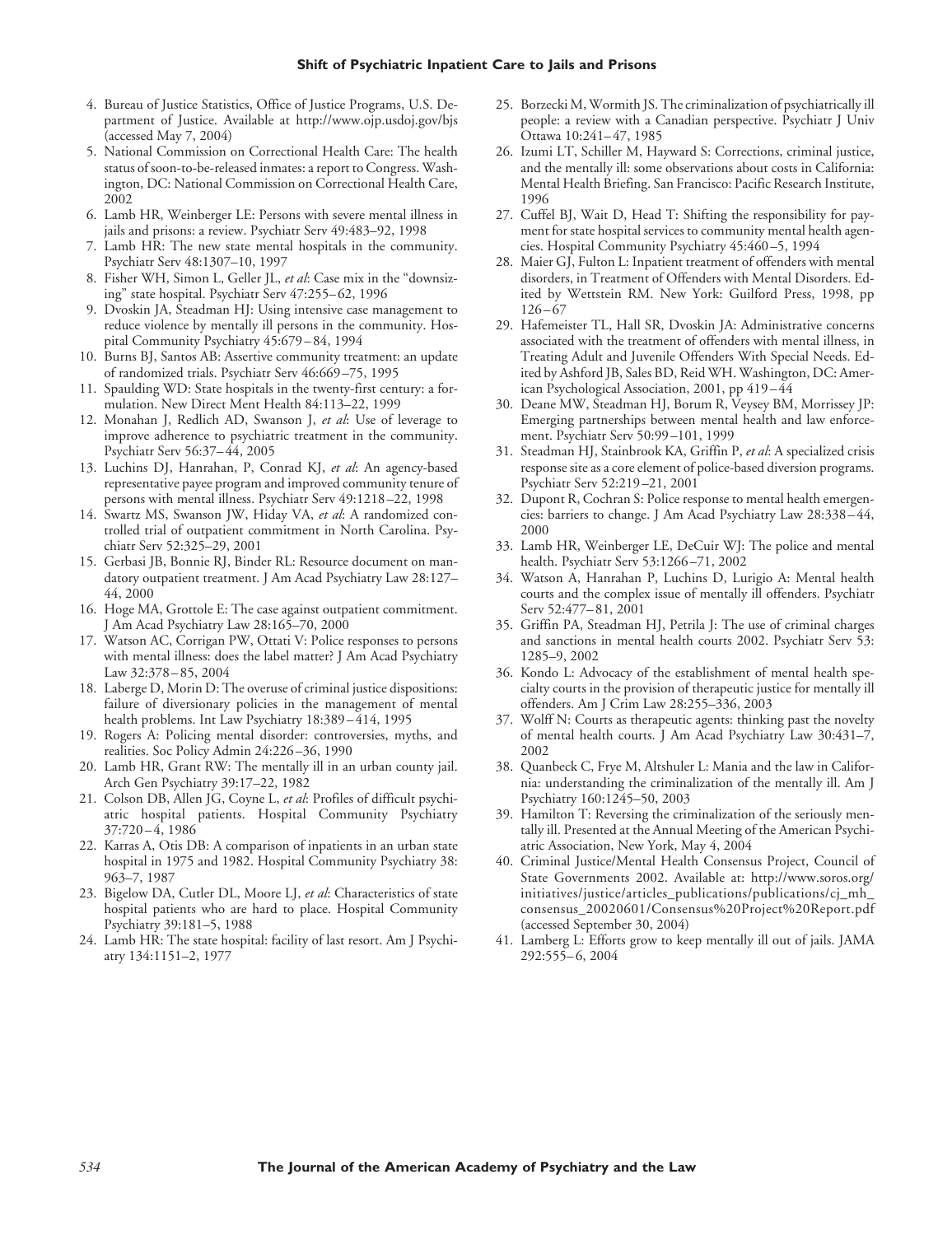4. Bureau of Justice Statistics, Office of Justice Programs, U.S. Department of Justice. Available at http://www.ojp.usdoj.gov/bjs (accessed May 7, 2004)
5. National Commission on Correctional Health Care: The health status of soon-to-be-released inmates: a report to Congress. Washington, DC: National Commission on Correctional Health Care, 2002
6. Lamb HR, Weinberger LE: Persons with severe mental illness in jails and prisons: a review. Psychiatr Serv 49:483–92, 1998
7. Lamb HR: The new state mental hospitals in the community. Psychiatr Serv 48:1307–10, 1997
8. Fisher WH, Simon L, Geller JL, *et al*: Case mix in the "downsizing" state hospital. Psychiatr Serv 47:255–62, 1996
9. Dvoskin JA, Steadman HJ: Using intensive case management to reduce violence by mentally ill persons in the community. Hospital Community Psychiatry 45:679–84, 1994
10. Burns BJ, Santos AB: Assertive community treatment: an update of randomized trials. Psychiatr Serv 46:669–75, 1995
11. Spaulding WD: State hospitals in the twenty-first century: a formulation. New Direct Ment Health 84:113–22, 1999
12. Monahan J, Redlich AD, Swanson J, *et al*: Use of leverage to improve adherence to psychiatric treatment in the community. Psychiatr Serv 56:37–44, 2005
13. Luchins DJ, Hanrahan, P, Conrad KJ, *et al*: An agency-based representative payee program and improved community tenure of persons with mental illness. Psychiatr Serv 49:1218–22, 1998
14. Swartz MS, Swanson JW, Hiday VA, *et al*: A randomized controlled trial of outpatient commitment in North Carolina. Psychiatr Serv 52:325–29, 2001
15. Gerbasi JB, Bonnie RJ, Binder RL: Resource document on mandatory outpatient treatment. J Am Acad Psychiatry Law 28:127–44, 2000
16. Hoge MA, Grottole E: The case against outpatient commitment. J Am Acad Psychiatry Law 28:165–70, 2000
17. Watson AC, Corrigan PW, Ottati V: Police responses to persons with mental illness: does the label matter? J Am Acad Psychiatry Law 32:378–85, 2004
18. Laberge D, Morin D: The overuse of criminal justice dispositions: failure of diversionary policies in the management of mental health problems. Int Law Psychiatry 18:389–414, 1995
19. Rogers A: Policing mental disorder: controversies, myths, and realities. Soc Policy Admin 24:226–36, 1990
20. Lamb HR, Grant RW: The mentally ill in an urban county jail. Arch Gen Psychiatry 39:17–22, 1982
21. Colson DB, Allen JG, Coyne L, *et al*: Profiles of difficult psychiatric hospital patients. Hospital Community Psychiatry 37:720–4, 1986
22. Karras A, Otis DB: A comparison of inpatients in an urban state hospital in 1975 and 1982. Hospital Community Psychiatry 38: 963–7, 1987
23. Bigelow DA, Cutler DL, Moore LJ, *et al*: Characteristics of state hospital patients who are hard to place. Hospital Community Psychiatry 39:181–5, 1988
24. Lamb HR: The state hospital: facility of last resort. Am J Psychiatry 134:1151–2, 1977
25. Borzecki M, Wormith JS. The criminalization of psychiatrically ill people: a review with a Canadian perspective. Psychiatr J Univ Ottawa 10:241–47, 1985
26. Izumi LT, Schiller M, Hayward S: Corrections, criminal justice, and the mentally ill: some observations about costs in California: Mental Health Briefing. San Francisco: Pacific Research Institute, 1996
27. Cuffel BJ, Wait D, Head T: Shifting the responsibility for payment for state hospital services to community mental health agencies. Hospital Community Psychiatry 45:460–5, 1994
28. Maier GJ, Fulton L: Inpatient treatment of offenders with mental disorders, in Treatment of Offenders with Mental Disorders. Edited by Wettstein RM. New York: Guilford Press, 1998, pp 126–67
29. Hafemeister TL, Hall SR, Dvoskin JA: Administrative concerns associated with the treatment of offenders with mental illness, in Treating Adult and Juvenile Offenders With Special Needs. Edited by Ashford JB, Sales BD, Reid WH. Washington, DC: American Psychological Association, 2001, pp 419–44
30. Deane MW, Steadman HJ, Borum R, Veysey BM, Morrissey JP: Emerging partnerships between mental health and law enforcement. Psychiatr Serv 50:99–101, 1999
31. Steadman HJ, Stainbrook KA, Griffin P, *et al*: A specialized crisis response site as a core element of police-based diversion programs. Psychiatr Serv 52:219–21, 2001
32. Dupont R, Cochran S: Police response to mental health emergencies: barriers to change. J Am Acad Psychiatry Law 28:338–44, 2000
33. Lamb HR, Weinberger LE, DeCuir WJ: The police and mental health. Psychiatr Serv 53:1266–71, 2002
34. Watson A, Hanrahan P, Luchins D, Lurigio A: Mental health courts and the complex issue of mentally ill offenders. Psychiatr Serv 52:477–81, 2001
35. Griffin PA, Steadman HJ, Petrila J: The use of criminal charges and sanctions in mental health courts 2002. Psychiatr Serv 53: 1285–9, 2002
36. Kondo L: Advocacy of the establishment of mental health specialty courts in the provision of therapeutic justice for mentally ill offenders. Am J Crim Law 28:255–336, 2003
37. Wolff N: Courts as therapeutic agents: thinking past the novelty of mental health courts. J Am Acad Psychiatry Law 30:431–7, 2002
38. Quanbeck C, Frye M, Altshuler L: Mania and the law in California: understanding the criminalization of the mentally ill. Am J Psychiatry 160:1245–50, 2003
39. Hamilton T: Reversing the criminalization of the seriously mentally ill. Presented at the Annual Meeting of the American Psychiatric Association, New York, May 4, 2004
40. Criminal Justice/Mental Health Consensus Project, Council of State Governments 2002. Available at: http://www.soros.org/initiatives/justice/articles_publications/publications/cj_mh_consensus_20020601/Consensus%20Project%20Report.pdf (accessed September 30, 2004)
41. Lamberg L: Efforts grow to keep mentally ill out of jails. JAMA 292:555–6, 2004